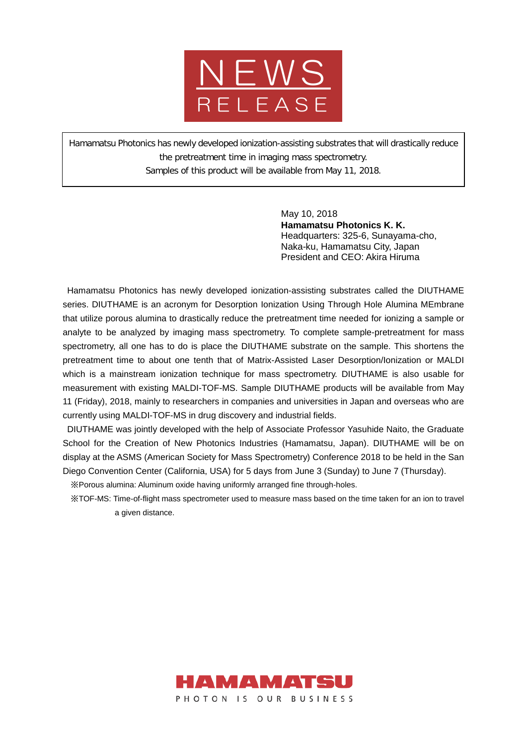# NEWS RELEASE

Hamamatsu Photonics has newly developed ionization-assisting substrates that will drastically reduce the pretreatment time in imaging mass spectrometry.
Samples of this product will be available from May 11, 2018.

May 10, 2018
**Hamamatsu Photonics K. K.**
Headquarters: 325-6, Sunayama-cho, Naka-ku, Hamamatsu City, Japan
President and CEO: Akira Hiruma

Hamamatsu Photonics has newly developed ionization-assisting substrates called the DIUTHAME series. DIUTHAME is an acronym for Desorption Ionization Using Through Hole Alumina MEmbrane that utilize porous alumina to drastically reduce the pretreatment time needed for ionizing a sample or analyte to be analyzed by imaging mass spectrometry. To complete sample-pretreatment for mass spectrometry, all one has to do is place the DIUTHAME substrate on the sample. This shortens the pretreatment time to about one tenth that of Matrix-Assisted Laser Desorption/Ionization or MALDI which is a mainstream ionization technique for mass spectrometry. DIUTHAME is also usable for measurement with existing MALDI-TOF-MS. Sample DIUTHAME products will be available from May 11 (Friday), 2018, mainly to researchers in companies and universities in Japan and overseas who are currently using MALDI-TOF-MS in drug discovery and industrial fields.

DIUTHAME was jointly developed with the help of Associate Professor Yasuhide Naito, the Graduate School for the Creation of New Photonics Industries (Hamamatsu, Japan). DIUTHAME will be on display at the ASMS (American Society for Mass Spectrometry) Conference 2018 to be held in the San Diego Convention Center (California, USA) for 5 days from June 3 (Sunday) to June 7 (Thursday).

※Porous alumina: Aluminum oxide having uniformly arranged fine through-holes.

※TOF-MS: Time-of-flight mass spectrometer used to measure mass based on the time taken for an ion to travel a given distance.

HAMAMATSU
PHOTON IS OUR BUSINESS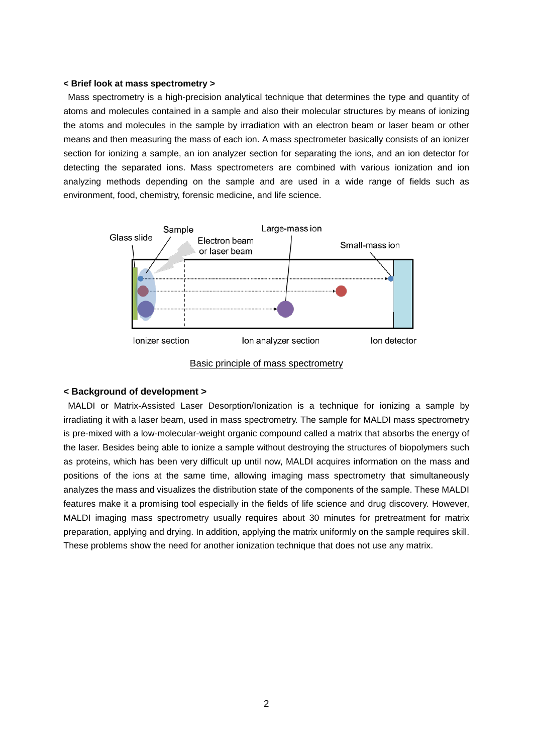**< Brief look at mass spectrometry >**

Mass spectrometry is a high-precision analytical technique that determines the type and quantity of atoms and molecules contained in a sample and also their molecular structures by means of ionizing the atoms and molecules in the sample by irradiation with an electron beam or laser beam or other means and then measuring the mass of each ion. A mass spectrometer basically consists of an ionizer section for ionizing a sample, an ion analyzer section for separating the ions, and an ion detector for detecting the separated ions. Mass spectrometers are combined with various ionization and ion analyzing methods depending on the sample and are used in a wide range of fields such as environment, food, chemistry, forensic medicine, and life science.

Glass slide | Sample | Electron beam or laser beam | Large-mass ion | Small-mass ion

Ionizer section | Ion analyzer section | Ion detector

Basic principle of mass spectrometry

**< Background of development >**

MALDI or Matrix-Assisted Laser Desorption/Ionization is a technique for ionizing a sample by irradiating it with a laser beam, used in mass spectrometry. The sample for MALDI mass spectrometry is pre-mixed with a low-molecular-weight organic compound called a matrix that absorbs the energy of the laser. Besides being able to ionize a sample without destroying the structures of biopolymers such as proteins, which has been very difficult up until now, MALDI acquires information on the mass and positions of the ions at the same time, allowing imaging mass spectrometry that simultaneously analyzes the mass and visualizes the distribution state of the components of the sample. These MALDI features make it a promising tool especially in the fields of life science and drug discovery. However, MALDI imaging mass spectrometry usually requires about 30 minutes for pretreatment for matrix preparation, applying and drying. In addition, applying the matrix uniformly on the sample requires skill. These problems show the need for another ionization technique that does not use any matrix.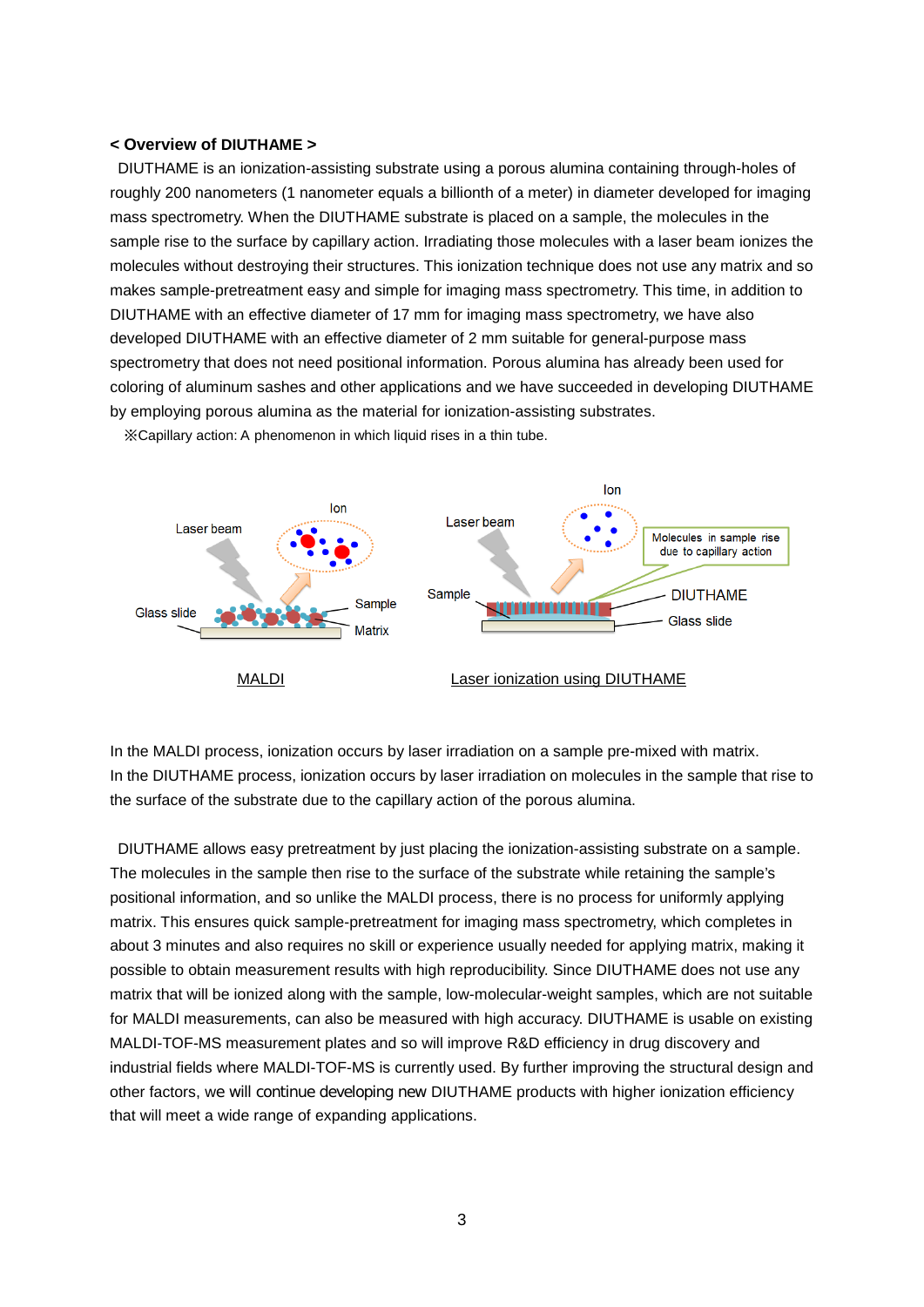**< Overview of DIUTHAME >**

DIUTHAME is an ionization-assisting substrate using a porous alumina containing through-holes of roughly 200 nanometers (1 nanometer equals a billionth of a meter) in diameter developed for imaging mass spectrometry. When the DIUTHAME substrate is placed on a sample, the molecules in the sample rise to the surface by capillary action. Irradiating those molecules with a laser beam ionizes the molecules without destroying their structures. This ionization technique does not use any matrix and so makes sample-pretreatment easy and simple for imaging mass spectrometry. This time, in addition to DIUTHAME with an effective diameter of 17 mm for imaging mass spectrometry, we have also developed DIUTHAME with an effective diameter of 2 mm suitable for general-purpose mass spectrometry that does not need positional information. Porous alumina has already been used for coloring of aluminum sashes and other applications and we have succeeded in developing DIUTHAME by employing porous alumina as the material for ionization-assisting substrates.

※Capillary action: A phenomenon in which liquid rises in a thin tube.

Laser beam | Ion | Glass slide | Sample | Matrix

MALDI

Laser beam | Ion | Sample | Molecules in sample rise due to capillary action | DIUTHAME | Glass slide

Laser ionization using DIUTHAME

In the MALDI process, ionization occurs by laser irradiation on a sample pre-mixed with matrix.
In the DIUTHAME process, ionization occurs by laser irradiation on molecules in the sample that rise to the surface of the substrate due to the capillary action of the porous alumina.

DIUTHAME allows easy pretreatment by just placing the ionization-assisting substrate on a sample. The molecules in the sample then rise to the surface of the substrate while retaining the sample's positional information, and so unlike the MALDI process, there is no process for uniformly applying matrix. This ensures quick sample-pretreatment for imaging mass spectrometry, which completes in about 3 minutes and also requires no skill or experience usually needed for applying matrix, making it possible to obtain measurement results with high reproducibility. Since DIUTHAME does not use any matrix that will be ionized along with the sample, low-molecular-weight samples, which are not suitable for MALDI measurements, can also be measured with high accuracy. DIUTHAME is usable on existing MALDI-TOF-MS measurement plates and so will improve R&D efficiency in drug discovery and industrial fields where MALDI-TOF-MS is currently used. By further improving the structural design and other factors, we will continue developing new DIUTHAME products with higher ionization efficiency that will meet a wide range of expanding applications.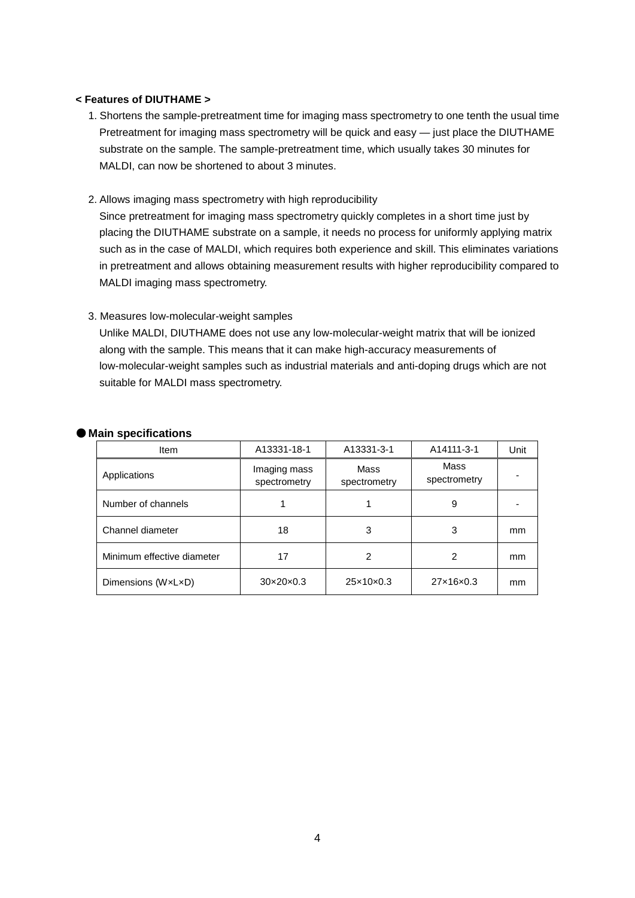**< Features of DIUTHAME >**

1. Shortens the sample-pretreatment time for imaging mass spectrometry to one tenth the usual time
   Pretreatment for imaging mass spectrometry will be quick and easy — just place the DIUTHAME substrate on the sample. The sample-pretreatment time, which usually takes 30 minutes for MALDI, can now be shortened to about 3 minutes.

2. Allows imaging mass spectrometry with high reproducibility
   Since pretreatment for imaging mass spectrometry quickly completes in a short time just by placing the DIUTHAME substrate on a sample, it needs no process for uniformly applying matrix such as in the case of MALDI, which requires both experience and skill. This eliminates variations in pretreatment and allows obtaining measurement results with higher reproducibility compared to MALDI imaging mass spectrometry.

3. Measures low-molecular-weight samples
   Unlike MALDI, DIUTHAME does not use any low-molecular-weight matrix that will be ionized along with the sample. This means that it can make high-accuracy measurements of low-molecular-weight samples such as industrial materials and anti-doping drugs which are not suitable for MALDI mass spectrometry.

**● Main specifications**

| Item | A13331-18-1 | A13331-3-1 | A14111-3-1 | Unit |
|---|---|---|---|---|
| Applications | Imaging mass spectrometry | Mass spectrometry | Mass spectrometry | - |
| Number of channels | 1 | 1 | 9 | - |
| Channel diameter | 18 | 3 | 3 | mm |
| Minimum effective diameter | 17 | 2 | 2 | mm |
| Dimensions (W×L×D) | 30×20×0.3 | 25×10×0.3 | 27×16×0.3 | mm |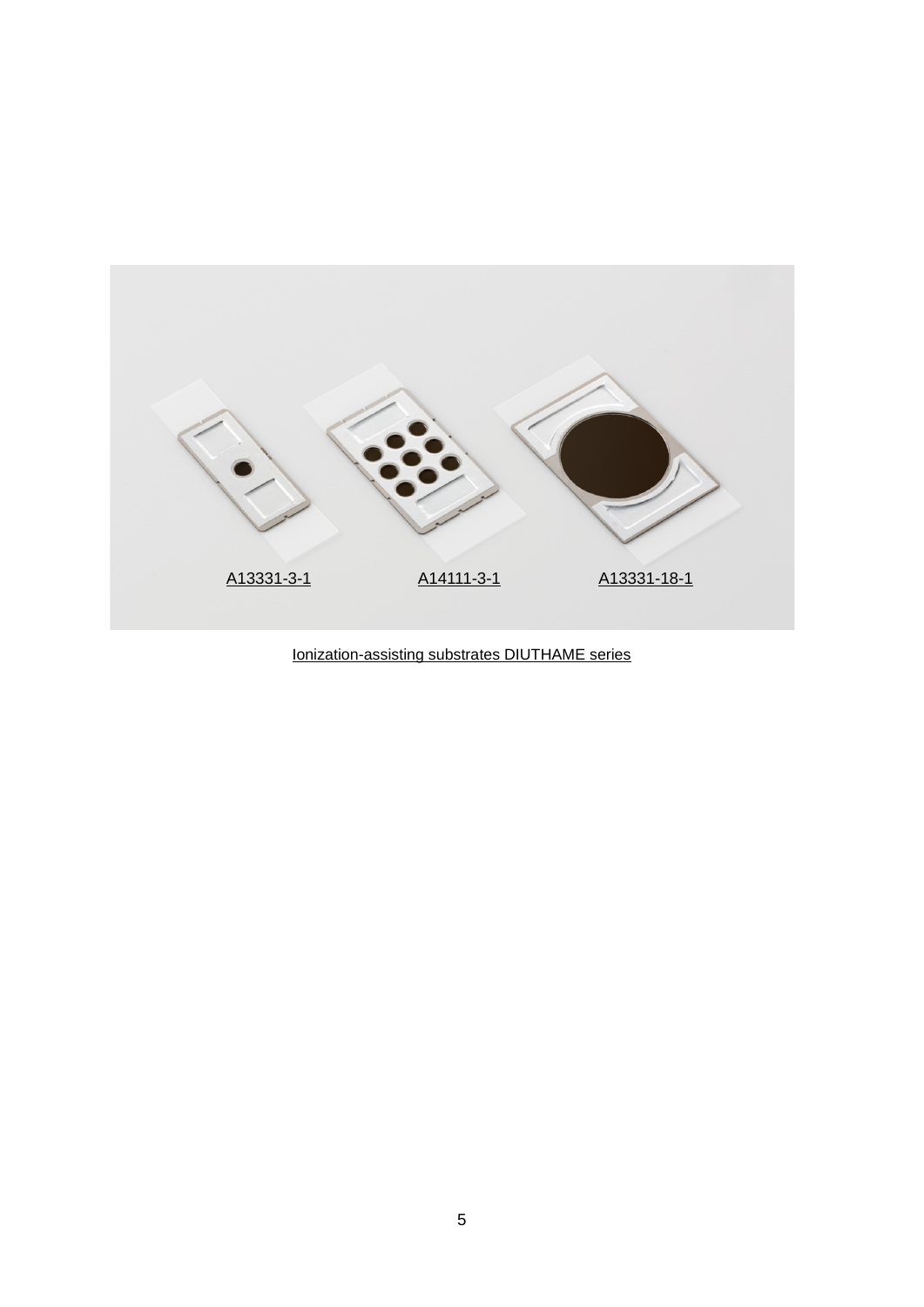A13331-3-1

A14111-3-1

A13331-18-1

Ionization-assisting substrates DIUTHAME series